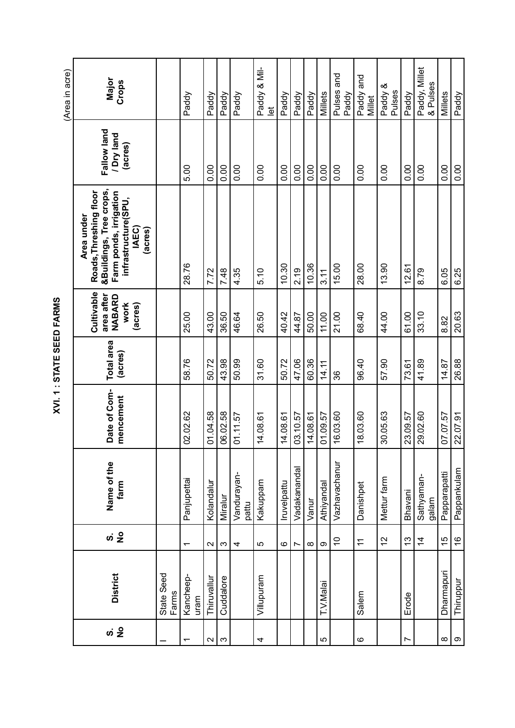# XVI. 1 : STATE SEED FARMS

(Area in acre)

| S. No | District | S. No | Name of the farm | Date of Commencement | Total area (acres) | Cultivable area after NABARD work (acres) | Area under Roads, Threshing floor &Buildings, Tree crops, Farm ponds, irrigation infrastructure(SPU, IAEC) (acres) | Fallow land / Dry land (acres) | Major Crops |
|---|---|---|---|---|---|---|---|---|---|
| I | State Seed Farms | | | | | | | | |
| 1 | Kancheepuram | 1 | Panjupettai | 02.02.62 | 58.76 | 25.00 | 28.76 | 5.00 | Paddy |
| 2 | Thiruvallur | 2 | Kolandalur | 01.04.58 | 50.72 | 43.00 | 7.72 | 0.00 | Paddy |
| 3 | Cuddalore | 3 | Miralur | 06.02.58 | 43.98 | 36.50 | 7.48 | 0.00 | Paddy |
| | | 4 | Vandurayanpattu | 01.11.57 | 50.99 | 46.64 | 4.35 | 0.00 | Paddy |
| 4 | Villupuram | 5 | Kakuppam | 14.08.61 | 31.60 | 26.50 | 5.10 | 0.00 | Paddy & Millet |
| | | 6 | Iruvelpattu | 14.08.61 | 50.72 | 40.42 | 10.30 | 0.00 | Paddy |
| | | 7 | Vadakanandal | 03.10.57 | 47.06 | 44.87 | 2.19 | 0.00 | Paddy |
| | | 8 | Vanur | 14.08.61 | 60.36 | 50.00 | 10.36 | 0.00 | Paddy |
| 5 | T.V.Malai | 9 | Athiyandal | 01.09.57 | 14.11 | 11.00 | 3.11 | 0.00 | Millets |
| | | 10 | Vazhavachanur | 16.03.60 | 36 | 21.00 | 15.00 | 0.00 | Pulses and Paddy |
| 6 | Salem | 11 | Danishpet | 18.03.60 | 96.40 | 68.40 | 28.00 | 0.00 | Paddy and Millet |
| | | 12 | Mettur farm | 30.05.63 | 57.90 | 44.00 | 13.90 | 0.00 | Paddy & Pulses |
| 7 | Erode | 13 | Bhavani | 23.09.57 | 73.61 | 61.00 | 12.61 | 0.00 | Paddy |
| | | 14 | Sathyamangalam | 29.02.60 | 41.89 | 33.10 | 8.79 | 0.00 | Paddy, Millet & Pulses |
| 8 | Dharmapuri | 15 | Papparapatti | 07.07.57 | 14.87 | 8.82 | 6.05 | 0.00 | Millets |
| 9 | Thiruppur | 16 | Pappankulam | 22.07.91 | 26.88 | 20.63 | 6.25 | 0.00 | Paddy |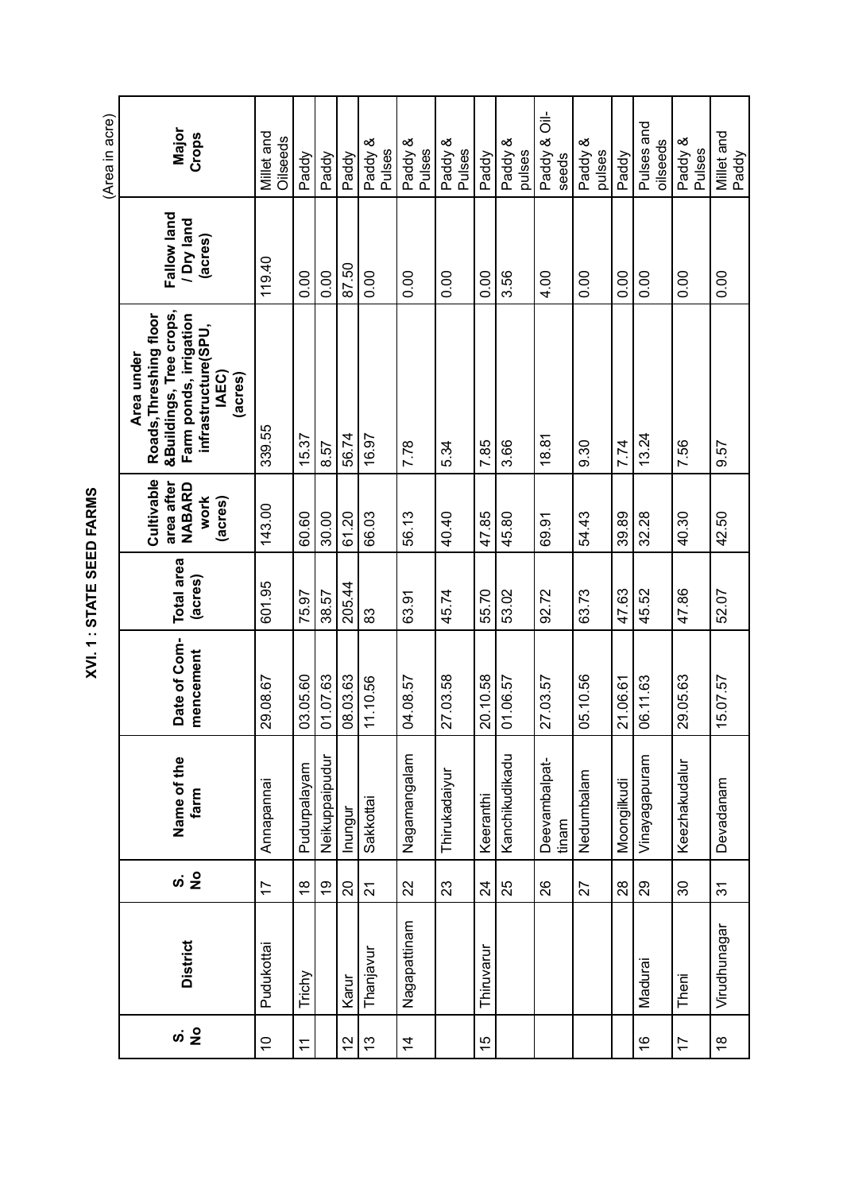# XVI. 1 : STATE SEED FARMS

(Area in acre)

| S. No | District | S. No | Name of the farm | Date of Commencement | Total area (acres) | Cultivable area after NABARD work (acres) | Area under Roads,Threshing floor &Buildings, Tree crops, Farm ponds, irrigation infrastructure(SPU, IAEC) (acres) | Fallow land / Dry land (acres) | Major Crops |
|---|---|---|---|---|---|---|---|---|---|
| 10 | Pudukottai | 17 | Annapannai | 29.08.67 | 601.95 | 143.00 | 339.55 | 119.40 | Millet and Oilseeds |
| 11 | Trichy | 18 | Pudurpalayam | 03.05.60 | 75.97 | 60.60 | 15.37 | 0.00 | Paddy |
| | | 19 | Neikuppaipudur | 01.07.63 | 38.57 | 30.00 | 8.57 | 0.00 | Paddy |
| 12 | Karur | 20 | Inungur | 08.03.63 | 205.44 | 61.20 | 56.74 | 87.50 | Paddy |
| 13 | Thanjavur | 21 | Sakkottai | 11.10.56 | 83 | 66.03 | 16.97 | 0.00 | Paddy & Pulses |
| 14 | Nagapattinam | 22 | Nagamangalam | 04.08.57 | 63.91 | 56.13 | 7.78 | 0.00 | Paddy & Pulses |
| | | 23 | Thirukadaiyur | 27.03.58 | 45.74 | 40.40 | 5.34 | 0.00 | Paddy & Pulses |
| 15 | Thiruvarur | 24 | Keeranthi | 20.10.58 | 55.70 | 47.85 | 7.85 | 0.00 | Paddy |
| | | 25 | Kanchikudikadu | 01.06.57 | 53.02 | 45.80 | 3.66 | 3.56 | Paddy & pulses |
| | | 26 | Deevambalpattinam | 27.03.57 | 92.72 | 69.91 | 18.81 | 4.00 | Paddy & Oilseeds |
| | | 27 | Nedumbalam | 05.10.56 | 63.73 | 54.43 | 9.30 | 0.00 | Paddy & pulses |
| | | 28 | Moongilkudi | 21.06.61 | 47.63 | 39.89 | 7.74 | 0.00 | Paddy |
| 16 | Madurai | 29 | Vinayagapuram | 06.11.63 | 45.52 | 32.28 | 13.24 | 0.00 | Pulses and oilseeds |
| 17 | Theni | 30 | Keezhakudalur | 29.05.63 | 47.86 | 40.30 | 7.56 | 0.00 | Paddy & Pulses |
| 18 | Virudhunagar | 31 | Devadanam | 15.07.57 | 52.07 | 42.50 | 9.57 | 0.00 | Millet and Paddy |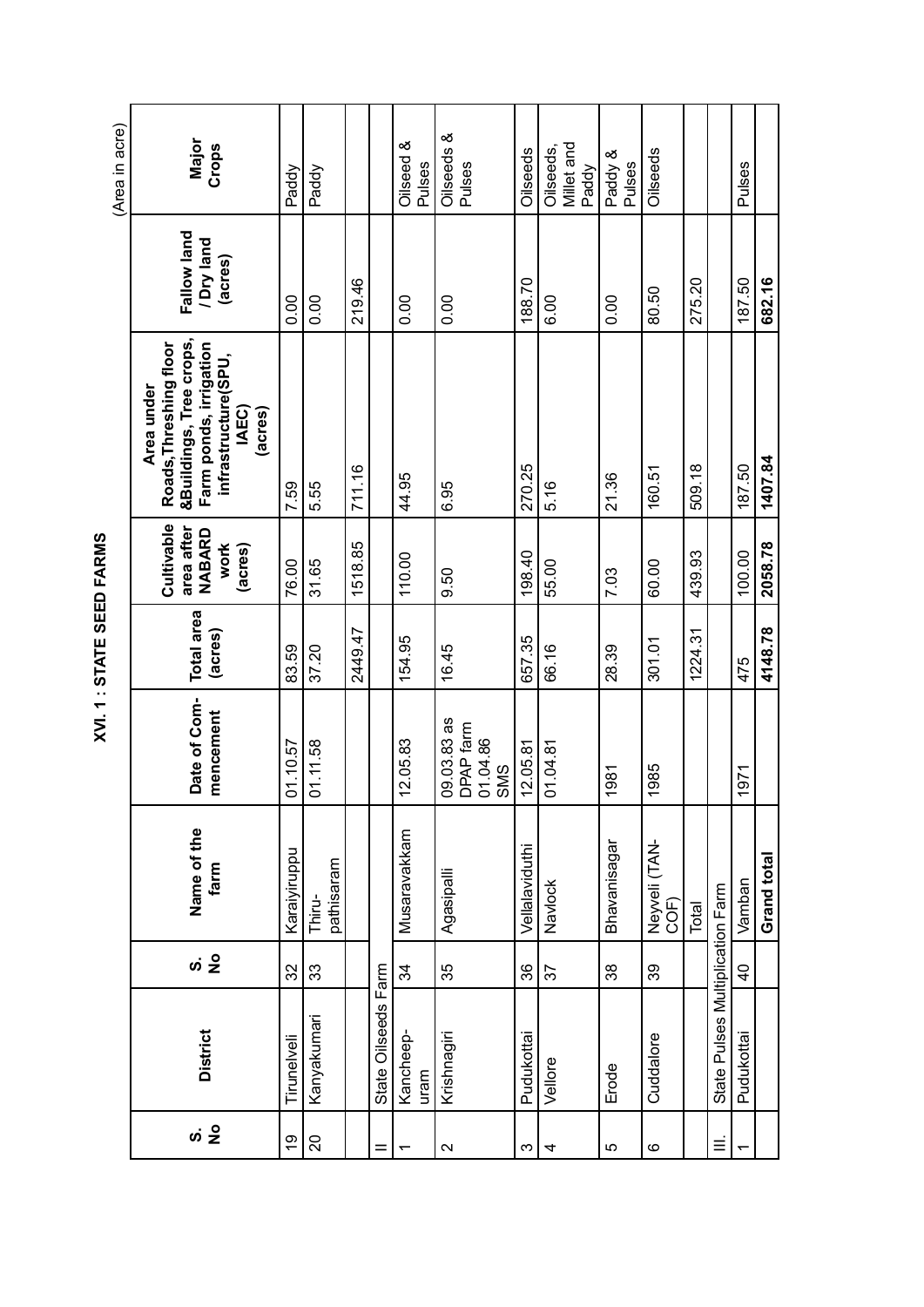# XVI. 1 : STATE SEED FARMS

(Area in acre)

| S. No | District | S. No | Name of the farm | Date of Commencement | Total area (acres) | Cultivable area after NABARD work (acres) | Area under Roads,Threshing floor &Buildings, Tree crops, Farm ponds, irrigation infrastructure(SPU, IAEC) (acres) | Fallow land / Dry land (acres) | Major Crops |
|---|---|---|---|---|---|---|---|---|---|
| 19 | Tirunelveli | 32 | Karaiyiruppu | 01.10.57 | 83.59 | 76.00 | 7.59 | 0.00 | Paddy |
| 20 | Kanyakumari | 33 | Thiru-pathisaram | 01.11.58 | 37.20 | 31.65 | 5.55 | 0.00 | Paddy |
| | | | | | 2449.47 | 1518.85 | 711.16 | 219.46 | |
| II | State Oilseeds Farm | | | | | | | | |
| 1 | Kancheep-uram | 34 | Musaravakkam | 12.05.83 | 154.95 | 110.00 | 44.95 | 0.00 | Oilseed & Pulses |
| 2 | Krishnagiri | 35 | Agasipalli | 09.03.83 as DPAP farm 01.04.86 SMS | 16.45 | 9.50 | 6.95 | 0.00 | Oilseeds & Pulses |
| 3 | Pudukottai | 36 | Vellalaviduthi | 12.05.81 | 657.35 | 198.40 | 270.25 | 188.70 | Oilseeds |
| 4 | Vellore | 37 | Navlock | 01.04.81 | 66.16 | 55.00 | 5.16 | 6.00 | Oilseeds, Millet and Paddy |
| 5 | Erode | 38 | Bhavanisagar | 1981 | 28.39 | 7.03 | 21.36 | 0.00 | Paddy & Pulses |
| 6 | Cuddalore | 39 | Neyveli (TAN-COF) | 1985 | 301.01 | 60.00 | 160.51 | 80.50 | Oilseeds |
| | | | Total | | 1224.31 | 439.93 | 509.18 | 275.20 | |
| III. | State Pulses Multiplication Farm | | | | | | | | |
| 1 | Pudukottai | 40 | Vamban | 1971 | 475 | 100.00 | 187.50 | 187.50 | Pulses |
| | | | **Grand total** | | **4148.78** | **2058.78** | **1407.84** | **682.16** | |